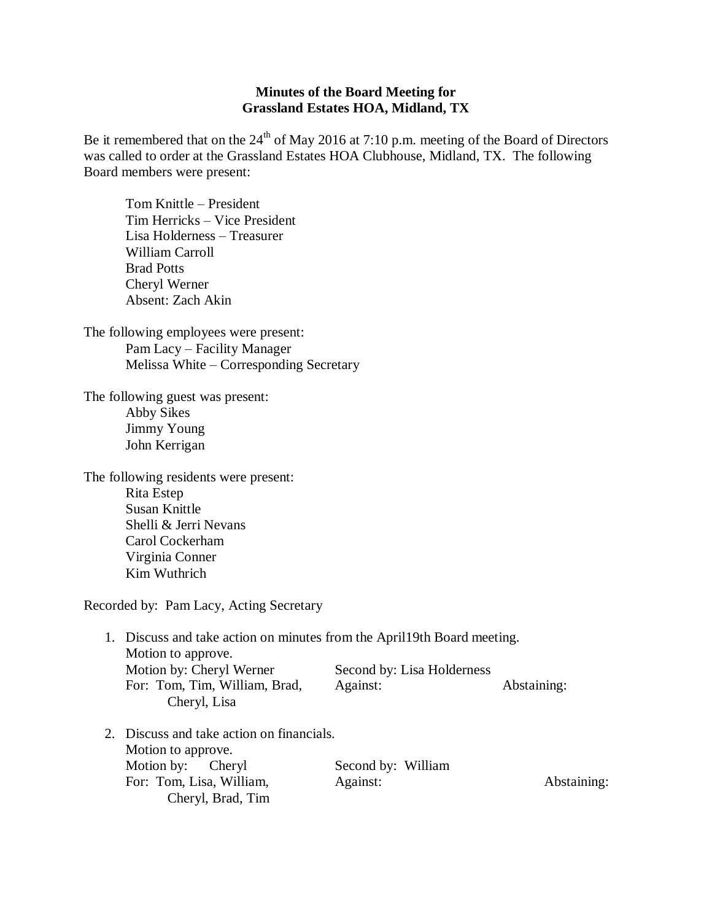**Minutes of the Board Meeting for**
**Grassland Estates HOA, Midland, TX**

Be it remembered that on the 24th of May 2016 at 7:10 p.m. meeting of the Board of Directors was called to order at the Grassland Estates HOA Clubhouse, Midland, TX. The following Board members were present:

Tom Knittle – President
Tim Herricks – Vice President
Lisa Holderness – Treasurer
William Carroll
Brad Potts
Cheryl Werner
Absent: Zach Akin

The following employees were present:
Pam Lacy – Facility Manager
Melissa White – Corresponding Secretary

The following guest was present:
Abby Sikes
Jimmy Young
John Kerrigan

The following residents were present:
Rita Estep
Susan Knittle
Shelli & Jerri Nevans
Carol Cockerham
Virginia Conner
Kim Wuthrich

Recorded by: Pam Lacy, Acting Secretary

1. Discuss and take action on minutes from the April19th Board meeting.
   Motion to approve.
   Motion by: Cheryl Werner	Second by: Lisa Holderness
   For: Tom, Tim, William, Brad, Cheryl, Lisa	Against:	Abstaining:

2. Discuss and take action on financials.
   Motion to approve.
   Motion by: Cheryl	Second by: William
   For: Tom, Lisa, William, Cheryl, Brad, Tim	Against:	Abstaining: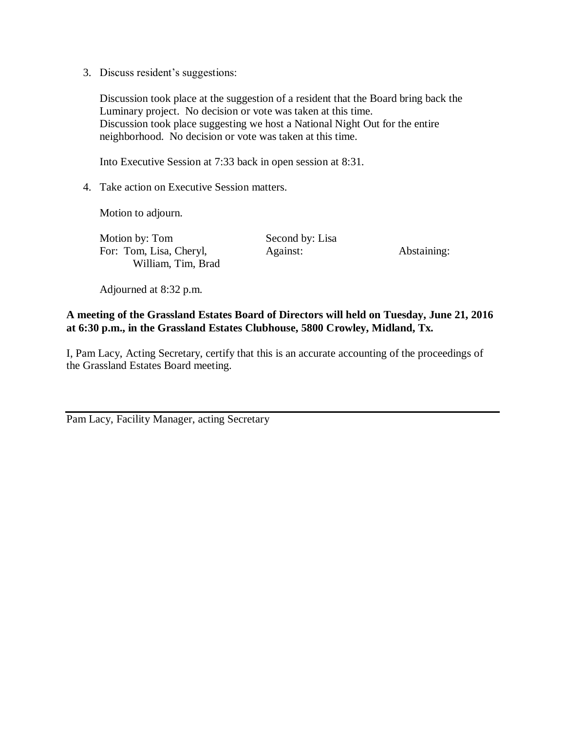3. Discuss resident's suggestions:

   Discussion took place at the suggestion of a resident that the Board bring back the Luminary project. No decision or vote was taken at this time.
   Discussion took place suggesting we host a National Night Out for the entire neighborhood. No decision or vote was taken at this time.

   Into Executive Session at 7:33 back in open session at 8:31.

4. Take action on Executive Session matters.

   Motion to adjourn.

| | | |
|---|---|---|
| Motion by: Tom | Second by: Lisa | |
| For: Tom, Lisa, Cheryl, William, Tim, Brad | Against: | Abstaining: |

   Adjourned at 8:32 p.m.

**A meeting of the Grassland Estates Board of Directors will held on Tuesday, June 21, 2016 at 6:30 p.m., in the Grassland Estates Clubhouse, 5800 Crowley, Midland, Tx.**

I, Pam Lacy, Acting Secretary, certify that this is an accurate accounting of the proceedings of the Grassland Estates Board meeting.

---

Pam Lacy, Facility Manager, acting Secretary